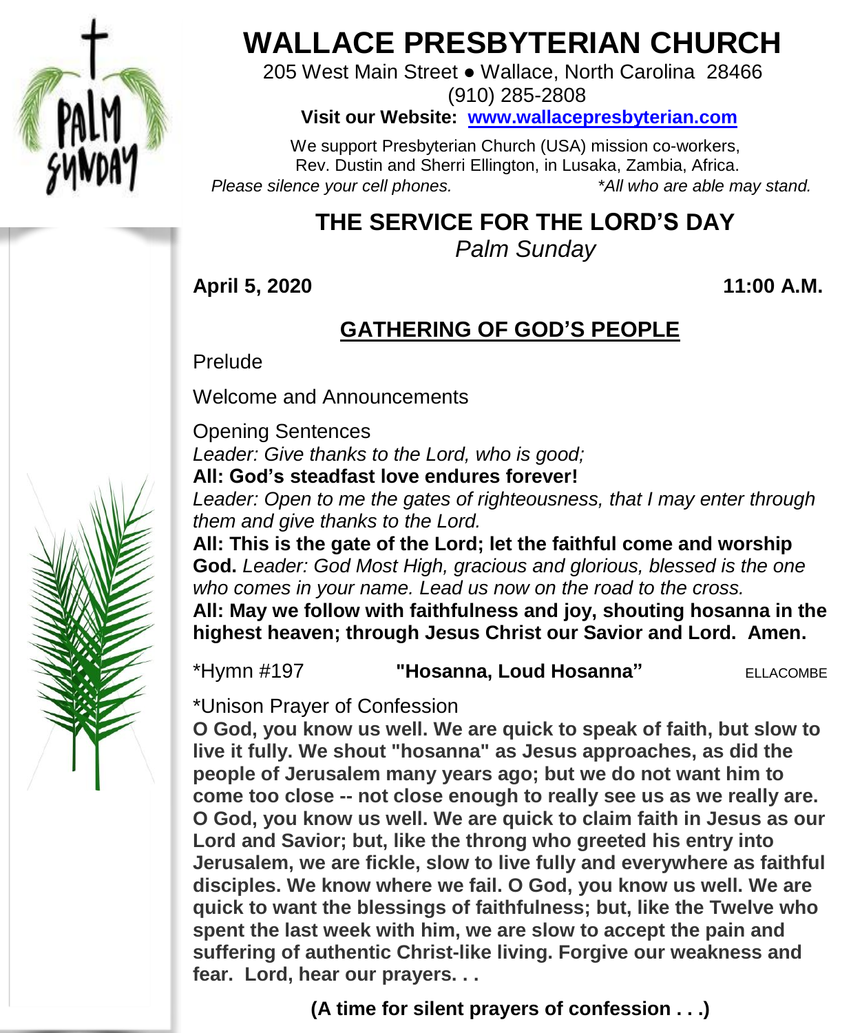# WALLACE PRESBYTERIAN CHURCH

205 West Main Street ● Wallace, North Carolina 28466
(910) 285-2808

**Visit our Website: [www.wallacepresbyterian.com](http://www.wallacepresbyterian.com)**

We support Presbyterian Church (USA) mission co-workers, Rev. Dustin and Sherri Ellington, in Lusaka, Zambia, Africa.

*Please silence your cell phones.* *\*All who are able may stand.*

## THE SERVICE FOR THE LORD'S DAY

*Palm Sunday*

**April 5, 2020** **11:00 A.M.**

## GATHERING OF GOD'S PEOPLE

Prelude

Welcome and Announcements

Opening Sentences

*Leader: Give thanks to the Lord, who is good;*
**All: God's steadfast love endures forever!**
*Leader: Open to me the gates of righteousness, that I may enter through them and give thanks to the Lord.*
**All: This is the gate of the Lord; let the faithful come and worship God.** *Leader: God Most High, gracious and glorious, blessed is the one who comes in your name. Lead us now on the road to the cross.*
**All: May we follow with faithfulness and joy, shouting hosanna in the highest heaven; through Jesus Christ our Savior and Lord. Amen.**

\*Hymn #197 **"Hosanna, Loud Hosanna"** ELLACOMBE

\*Unison Prayer of Confession

**O God, you know us well. We are quick to speak of faith, but slow to live it fully. We shout "hosanna" as Jesus approaches, as did the people of Jerusalem many years ago; but we do not want him to come too close -- not close enough to really see us as we really are. O God, you know us well. We are quick to claim faith in Jesus as our Lord and Savior; but, like the throng who greeted his entry into Jerusalem, we are fickle, slow to live fully and everywhere as faithful disciples. We know where we fail. O God, you know us well. We are quick to want the blessings of faithfulness; but, like the Twelve who spent the last week with him, we are slow to accept the pain and suffering of authentic Christ-like living. Forgive our weakness and fear. Lord, hear our prayers. . .**

**(A time for silent prayers of confession . . .)**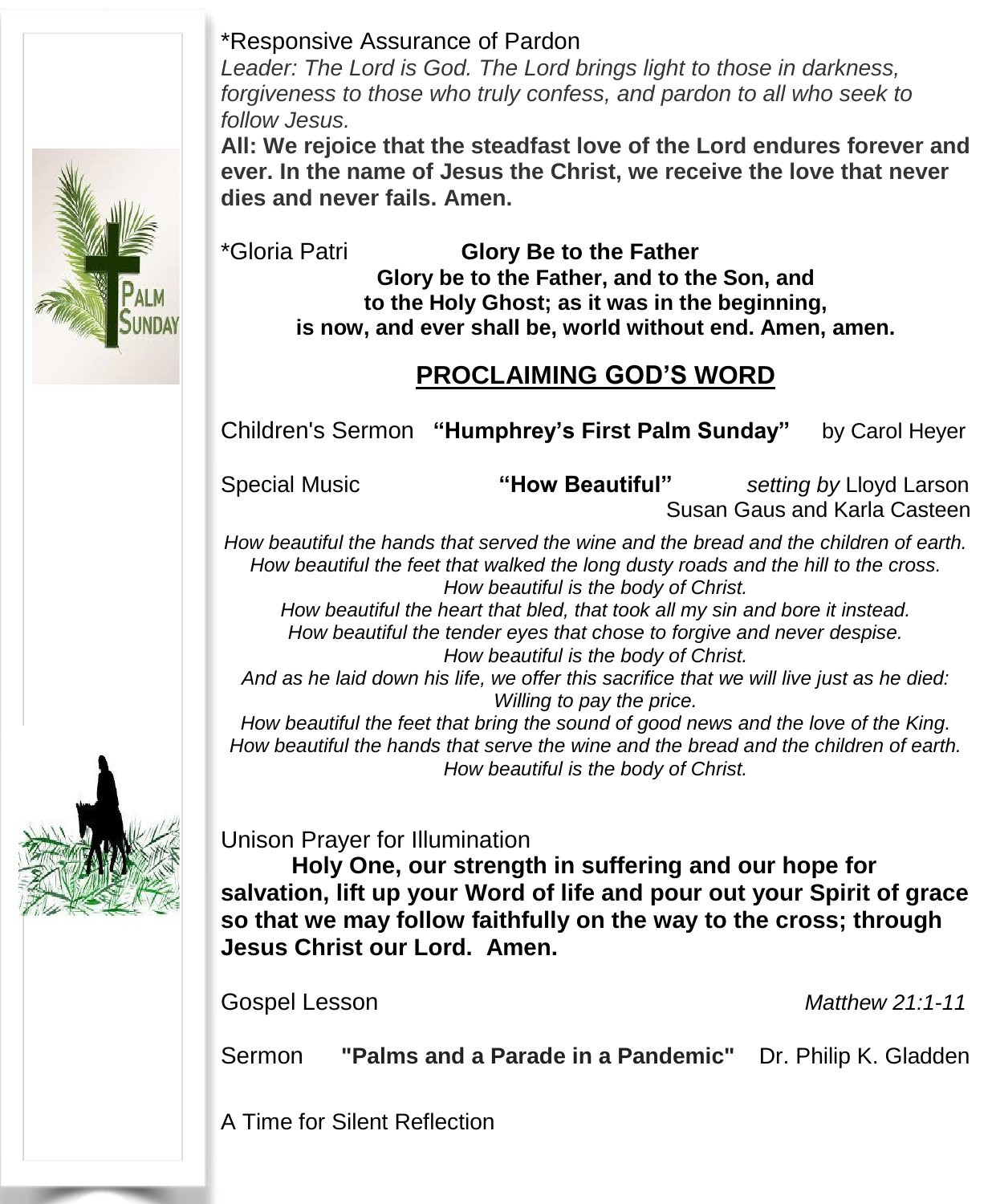*Responsive Assurance of Pardon

*Leader: The Lord is God. The Lord brings light to those in darkness, forgiveness to those who truly confess, and pardon to all who seek to follow Jesus.*

**All: We rejoice that the steadfast love of the Lord endures forever and ever. In the name of Jesus the Christ, we receive the love that never dies and never fails. Amen.**

*Gloria Patri **Glory Be to the Father**

**Glory be to the Father, and to the Son, and**
**to the Holy Ghost; as it was in the beginning,**
**is now, and ever shall be, world without end. Amen, amen.**

## PROCLAIMING GOD'S WORD

Children's Sermon **"Humphrey's First Palm Sunday"** by Carol Heyer

Special Music **"How Beautiful"** *setting by* Lloyd Larson
Susan Gaus and Karla Casteen

*How beautiful the hands that served the wine and the bread and the children of earth.*
*How beautiful the feet that walked the long dusty roads and the hill to the cross.*
*How beautiful is the body of Christ.*
*How beautiful the heart that bled, that took all my sin and bore it instead.*
*How beautiful the tender eyes that chose to forgive and never despise.*
*How beautiful is the body of Christ.*
*And as he laid down his life, we offer this sacrifice that we will live just as he died:*
*Willing to pay the price.*
*How beautiful the feet that bring the sound of good news and the love of the King.*
*How beautiful the hands that serve the wine and the bread and the children of earth.*
*How beautiful is the body of Christ.*

Unison Prayer for Illumination

**Holy One, our strength in suffering and our hope for salvation, lift up your Word of life and pour out your Spirit of grace so that we may follow faithfully on the way to the cross; through Jesus Christ our Lord. Amen.**

Gospel Lesson *Matthew 21:1-11*

Sermon **"Palms and a Parade in a Pandemic"** Dr. Philip K. Gladden

A Time for Silent Reflection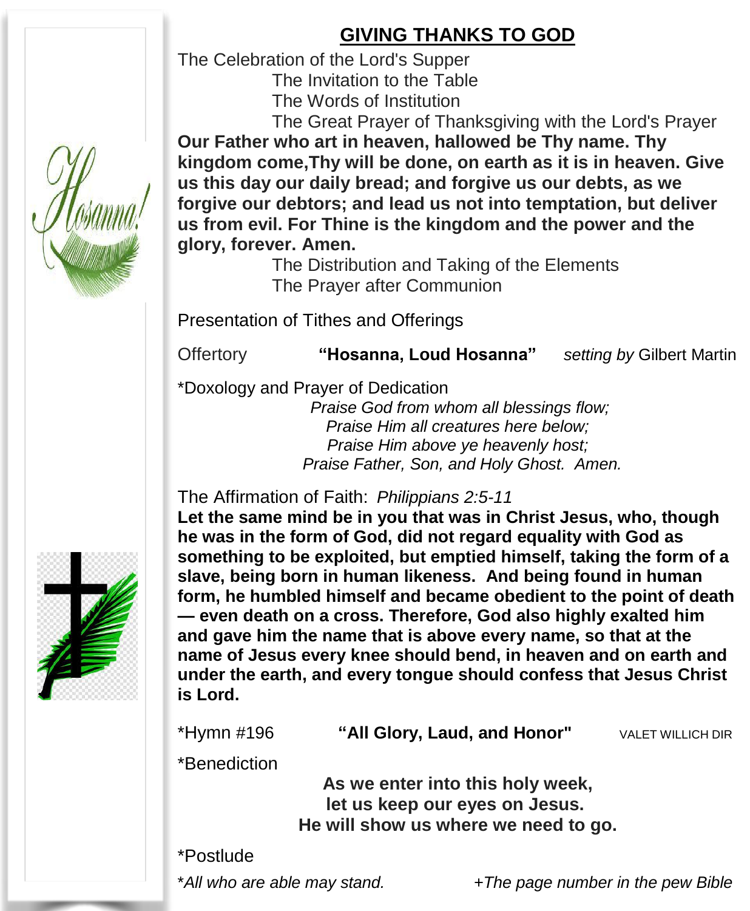## GIVING THANKS TO GOD

The Celebration of the Lord's Supper

The Invitation to the Table

The Words of Institution

The Great Prayer of Thanksgiving with the Lord's Prayer

**Our Father who art in heaven, hallowed be Thy name. Thy kingdom come,Thy will be done, on earth as it is in heaven. Give us this day our daily bread; and forgive us our debts, as we forgive our debtors; and lead us not into temptation, but deliver us from evil. For Thine is the kingdom and the power and the glory, forever. Amen.**

The Distribution and Taking of the Elements

The Prayer after Communion

Presentation of Tithes and Offerings

Offertory **"Hosanna, Loud Hosanna"** *setting by* Gilbert Martin

*Doxology and Prayer of Dedication

*Praise God from whom all blessings flow;*
*Praise Him all creatures here below;*
*Praise Him above ye heavenly host;*
*Praise Father, Son, and Holy Ghost. Amen.*

The Affirmation of Faith: *Philippians 2:5-11*

**Let the same mind be in you that was in Christ Jesus, who, though he was in the form of God, did not regard equality with God as something to be exploited, but emptied himself, taking the form of a slave, being born in human likeness. And being found in human form, he humbled himself and became obedient to the point of death — even death on a cross. Therefore, God also highly exalted him and gave him the name that is above every name, so that at the name of Jesus every knee should bend, in heaven and on earth and under the earth, and every tongue should confess that Jesus Christ is Lord.**

*Hymn #196 **"All Glory, Laud, and Honor"** VALET WILLICH DIR

*Benediction

**As we enter into this holy week,**
**let us keep our eyes on Jesus.**
**He will show us where we need to go.**

*Postlude

**All who are able may stand.* *+The page number in the pew Bible*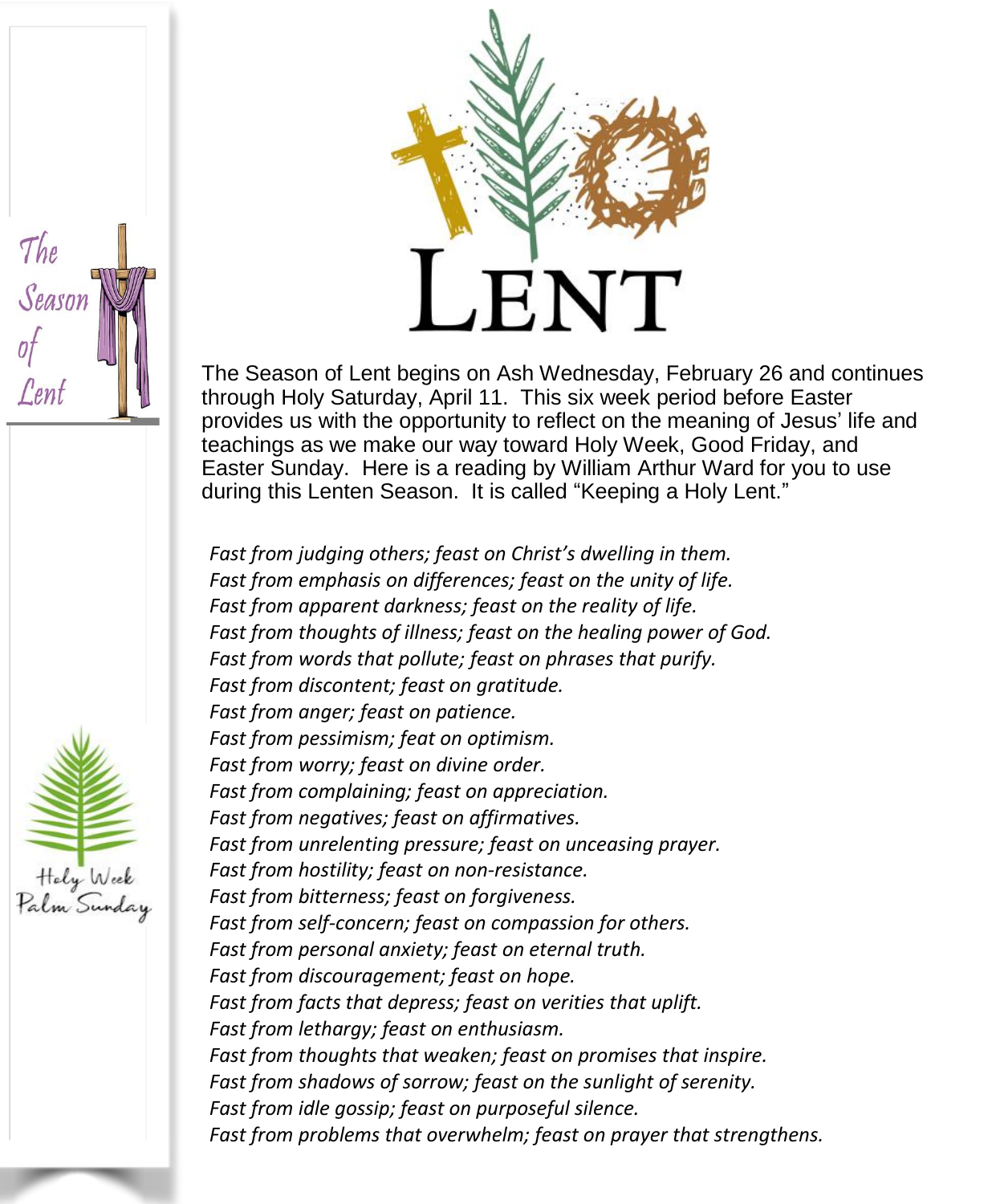The Season of Lent

# LENT

The Season of Lent begins on Ash Wednesday, February 26 and continues through Holy Saturday, April 11. This six week period before Easter provides us with the opportunity to reflect on the meaning of Jesus' life and teachings as we make our way toward Holy Week, Good Friday, and Easter Sunday. Here is a reading by William Arthur Ward for you to use during this Lenten Season. It is called "Keeping a Holy Lent."

*Fast from judging others; feast on Christ's dwelling in them.*
*Fast from emphasis on differences; feast on the unity of life.*
*Fast from apparent darkness; feast on the reality of life.*
*Fast from thoughts of illness; feast on the healing power of God.*
*Fast from words that pollute; feast on phrases that purify.*
*Fast from discontent; feast on gratitude.*
*Fast from anger; feast on patience.*
*Fast from pessimism; feat on optimism.*
*Fast from worry; feast on divine order.*
*Fast from complaining; feast on appreciation.*
*Fast from negatives; feast on affirmatives.*
*Fast from unrelenting pressure; feast on unceasing prayer.*
*Fast from hostility; feast on non-resistance.*
*Fast from bitterness; feast on forgiveness.*
*Fast from self-concern; feast on compassion for others.*
*Fast from personal anxiety; feast on eternal truth.*
*Fast from discouragement; feast on hope.*
*Fast from facts that depress; feast on verities that uplift.*
*Fast from lethargy; feast on enthusiasm.*
*Fast from thoughts that weaken; feast on promises that inspire.*
*Fast from shadows of sorrow; feast on the sunlight of serenity.*
*Fast from idle gossip; feast on purposeful silence.*
*Fast from problems that overwhelm; feast on prayer that strengthens.*

Holy Week
Palm Sunday